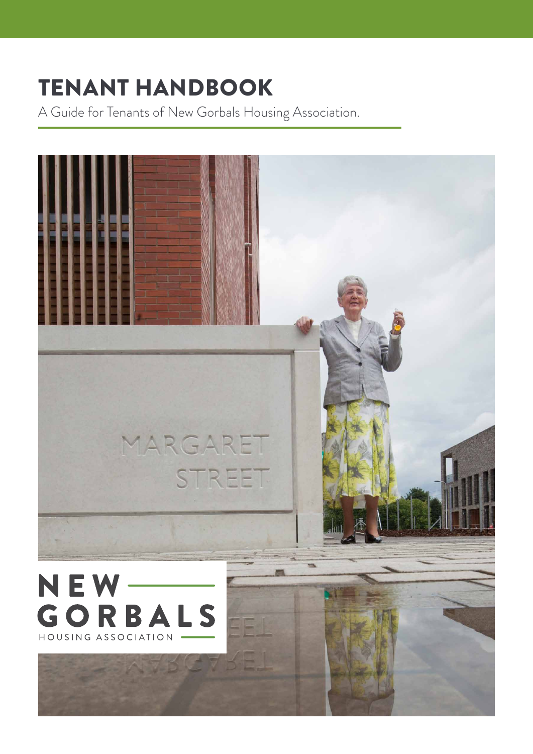# TENANT HANDBOOK

A Guide for Tenants of New Gorbals Housing Association.

NEW GORBALS HOUSING ASSOCIATION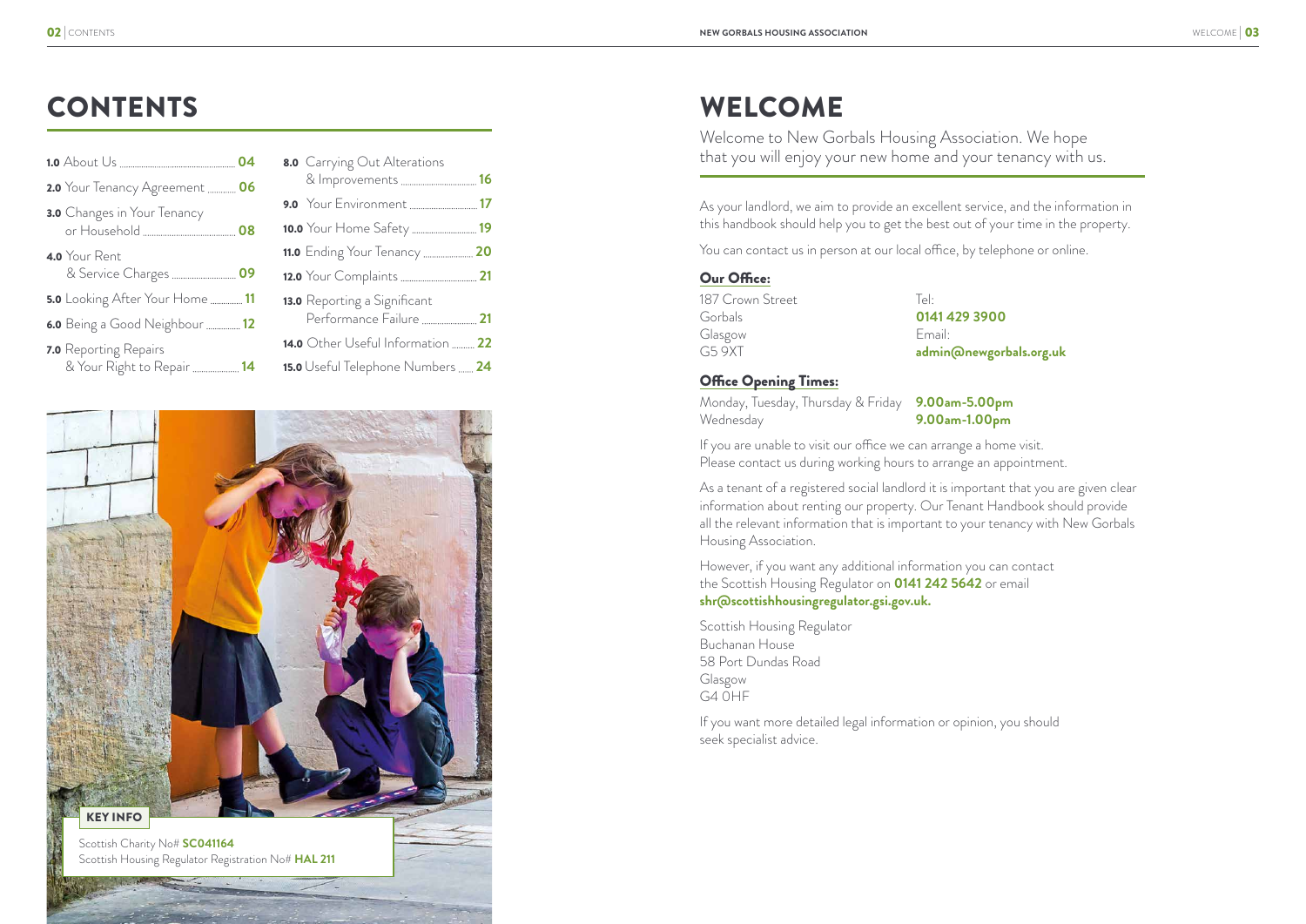# CONTENTS

- **1.0** About Us ... **04**
- **2.0** Your Tenancy Agreement ... **06**
- **3.0** Changes in Your Tenancy or Household ... **08**
- **4.0** Your Rent & Service Charges ... **09**
- **5.0** Looking After Your Home ... **11**
- **6.0** Being a Good Neighbour ... **12**
- **7.0** Reporting Repairs & Your Right to Repair ... **14**
- **8.0** Carrying Out Alterations & Improvements ... **16**
- **9.0** Your Environment ... **17**
- **10.0** Your Home Safety ... **19**
- **11.0** Ending Your Tenancy ... **20**
- **12.0** Your Complaints ... **21**
- **13.0** Reporting a Significant Performance Failure ... **21**
- **14.0** Other Useful Information ... **22**
- **15.0** Useful Telephone Numbers ... **24**

**KEY INFO**

Scottish Charity No# **SC041164**
Scottish Housing Regulator Registration No# **HAL 211**

# WELCOME

Welcome to New Gorbals Housing Association. We hope that you will enjoy your new home and your tenancy with us.

As your landlord, we aim to provide an excellent service, and the information in this handbook should help you to get the best out of your time in the property.

You can contact us in person at our local office, by telephone or online.

**Our Office:**

187 Crown Street
Gorbals
Glasgow
G5 9XT

Tel:
**0141 429 3900**
Email:
**admin@newgorbals.org.uk**

**Office Opening Times:**

| | |
|---|---|
| Monday, Tuesday, Thursday & Friday | **9.00am-5.00pm** |
| Wednesday | **9.00am-1.00pm** |

If you are unable to visit our office we can arrange a home visit. Please contact us during working hours to arrange an appointment.

As a tenant of a registered social landlord it is important that you are given clear information about renting our property. Our Tenant Handbook should provide all the relevant information that is important to your tenancy with New Gorbals Housing Association.

However, if you want any additional information you can contact the Scottish Housing Regulator on **0141 242 5642** or email **shr@scottishhousingregulator.gsi.gov.uk.**

Scottish Housing Regulator
Buchanan House
58 Port Dundas Road
Glasgow
G4 0HF

If you want more detailed legal information or opinion, you should seek specialist advice.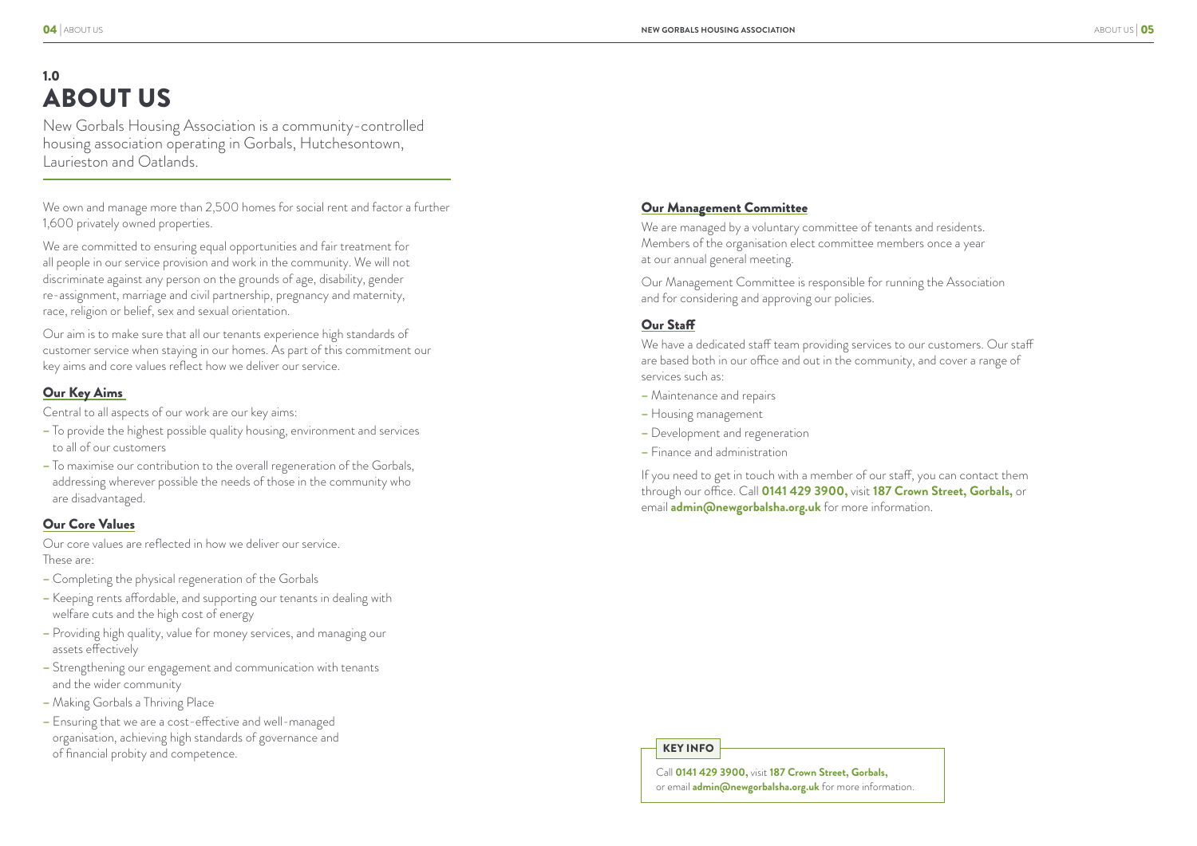# 1.0 ABOUT US

New Gorbals Housing Association is a community-controlled housing association operating in Gorbals, Hutchesontown, Laurieston and Oatlands.

We own and manage more than 2,500 homes for social rent and factor a further 1,600 privately owned properties.

We are committed to ensuring equal opportunities and fair treatment for all people in our service provision and work in the community. We will not discriminate against any person on the grounds of age, disability, gender re-assignment, marriage and civil partnership, pregnancy and maternity, race, religion or belief, sex and sexual orientation.

Our aim is to make sure that all our tenants experience high standards of customer service when staying in our homes. As part of this commitment our key aims and core values reflect how we deliver our service.

## Our Key Aims

Central to all aspects of our work are our key aims:

- To provide the highest possible quality housing, environment and services to all of our customers
- To maximise our contribution to the overall regeneration of the Gorbals, addressing wherever possible the needs of those in the community who are disadvantaged.

## Our Core Values

Our core values are reflected in how we deliver our service. These are:

- Completing the physical regeneration of the Gorbals
- Keeping rents affordable, and supporting our tenants in dealing with welfare cuts and the high cost of energy
- Providing high quality, value for money services, and managing our assets effectively
- Strengthening our engagement and communication with tenants and the wider community
- Making Gorbals a Thriving Place
- Ensuring that we are a cost-effective and well-managed organisation, achieving high standards of governance and of financial probity and competence.

## Our Management Committee

We are managed by a voluntary committee of tenants and residents. Members of the organisation elect committee members once a year at our annual general meeting.

Our Management Committee is responsible for running the Association and for considering and approving our policies.

## Our Staff

We have a dedicated staff team providing services to our customers. Our staff are based both in our office and out in the community, and cover a range of services such as:

- Maintenance and repairs
- Housing management
- Development and regeneration
- Finance and administration

If you need to get in touch with a member of our staff, you can contact them through our office. Call **0141 429 3900,** visit **187 Crown Street, Gorbals,** or email **admin@newgorbalsha.org.uk** for more information.

**KEY INFO**

Call **0141 429 3900,** visit **187 Crown Street, Gorbals,** or email **admin@newgorbalsha.org.uk** for more information.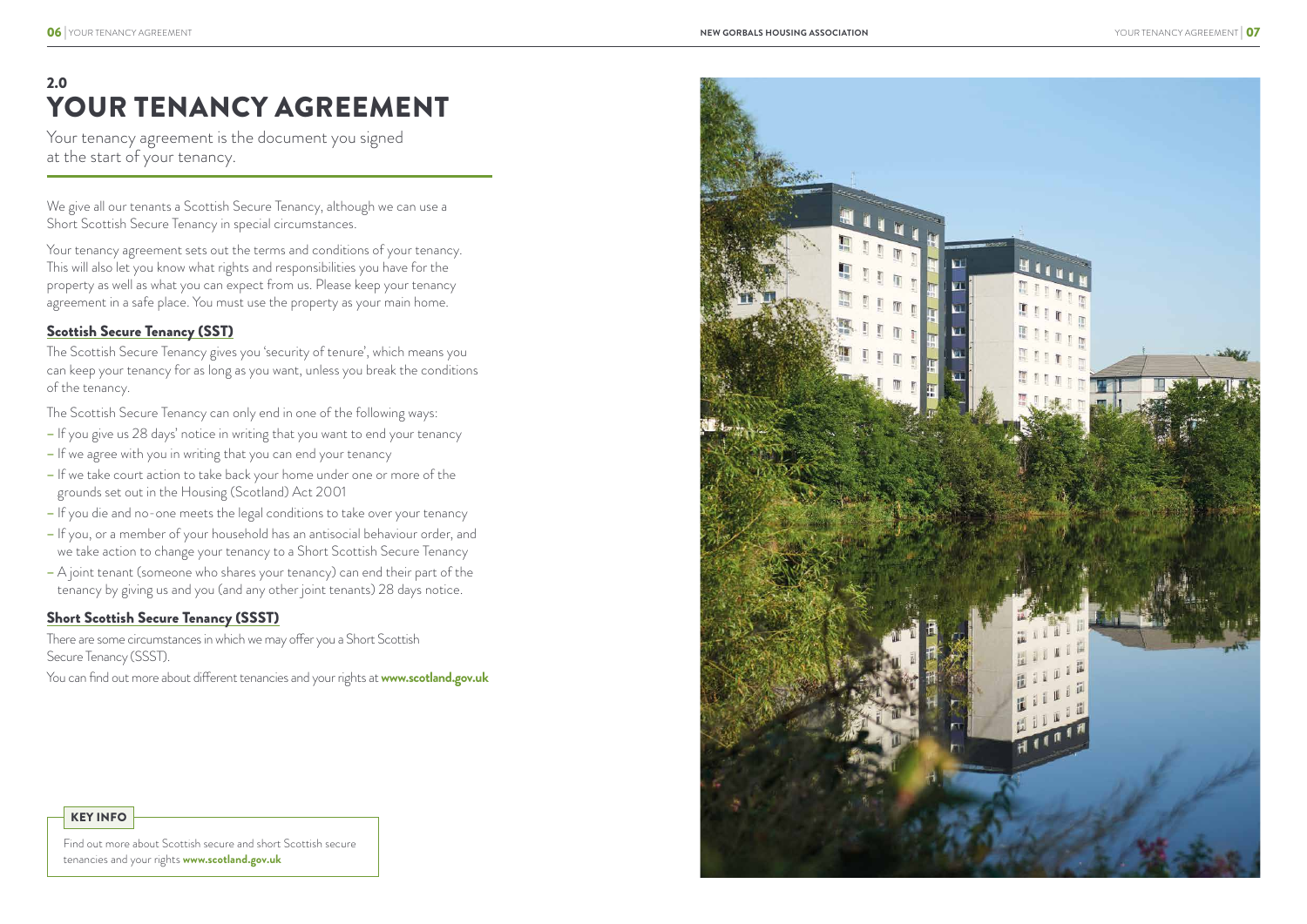## 2.0
# YOUR TENANCY AGREEMENT

Your tenancy agreement is the document you signed at the start of your tenancy.

We give all our tenants a Scottish Secure Tenancy, although we can use a Short Scottish Secure Tenancy in special circumstances.

Your tenancy agreement sets out the terms and conditions of your tenancy. This will also let you know what rights and responsibilities you have for the property as well as what you can expect from us. Please keep your tenancy agreement in a safe place. You must use the property as your main home.

### Scottish Secure Tenancy (SST)

The Scottish Secure Tenancy gives you 'security of tenure', which means you can keep your tenancy for as long as you want, unless you break the conditions of the tenancy.

The Scottish Secure Tenancy can only end in one of the following ways:

- If you give us 28 days' notice in writing that you want to end your tenancy
- If we agree with you in writing that you can end your tenancy
- If we take court action to take back your home under one or more of the grounds set out in the Housing (Scotland) Act 2001
- If you die and no-one meets the legal conditions to take over your tenancy
- If you, or a member of your household has an antisocial behaviour order, and we take action to change your tenancy to a Short Scottish Secure Tenancy
- A joint tenant (someone who shares your tenancy) can end their part of the tenancy by giving us and you (and any other joint tenants) 28 days notice.

### Short Scottish Secure Tenancy (SSST)

There are some circumstances in which we may offer you a Short Scottish Secure Tenancy (SSST).

You can find out more about different tenancies and your rights at **www.scotland.gov.uk**

**KEY INFO**

Find out more about Scottish secure and short Scottish secure tenancies and your rights **www.scotland.gov.uk**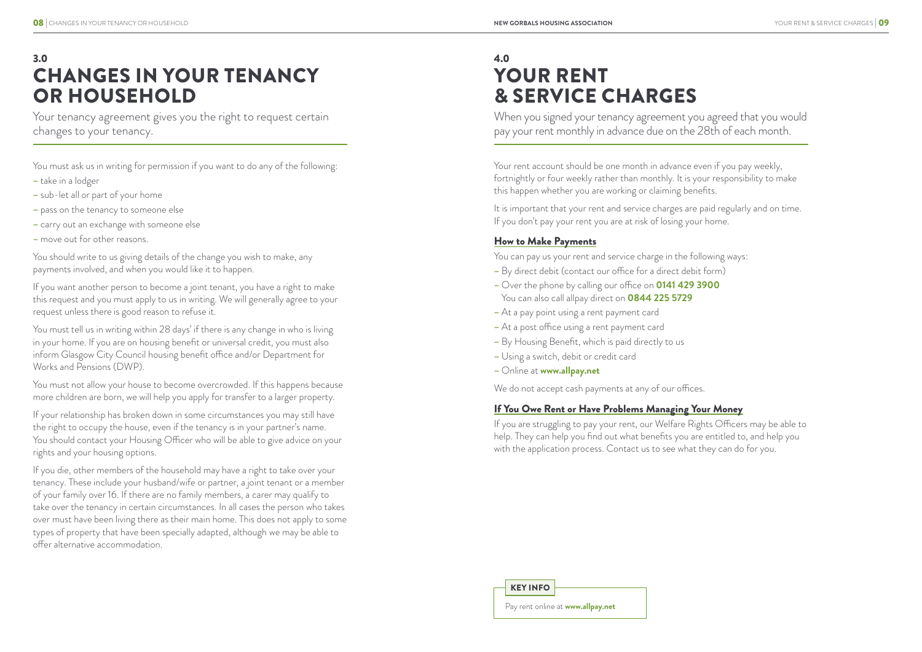# 3.0 CHANGES IN YOUR TENANCY OR HOUSEHOLD

Your tenancy agreement gives you the right to request certain changes to your tenancy.

You must ask us in writing for permission if you want to do any of the following:

- take in a lodger
- sub-let all or part of your home
- pass on the tenancy to someone else
- carry out an exchange with someone else
- move out for other reasons.

You should write to us giving details of the change you wish to make, any payments involved, and when you would like it to happen.

If you want another person to become a joint tenant, you have a right to make this request and you must apply to us in writing. We will generally agree to your request unless there is good reason to refuse it.

You must tell us in writing within 28 days' if there is any change in who is living in your home. If you are on housing benefit or universal credit, you must also inform Glasgow City Council housing benefit office and/or Department for Works and Pensions (DWP).

You must not allow your house to become overcrowded. If this happens because more children are born, we will help you apply for transfer to a larger property.

If your relationship has broken down in some circumstances you may still have the right to occupy the house, even if the tenancy is in your partner's name. You should contact your Housing Officer who will be able to give advice on your rights and your housing options.

If you die, other members of the household may have a right to take over your tenancy. These include your husband/wife or partner, a joint tenant or a member of your family over 16. If there are no family members, a carer may qualify to take over the tenancy in certain circumstances. In all cases the person who takes over must have been living there as their main home. This does not apply to some types of property that have been specially adapted, although we may be able to offer alternative accommodation.

# 4.0 YOUR RENT & SERVICE CHARGES

When you signed your tenancy agreement you agreed that you would pay your rent monthly in advance due on the 28th of each month.

Your rent account should be one month in advance even if you pay weekly, fortnightly or four weekly rather than monthly. It is your responsibility to make this happen whether you are working or claiming benefits.

It is important that your rent and service charges are paid regularly and on time. If you don't pay your rent you are at risk of losing your home.

## How to Make Payments

You can pay us your rent and service charge in the following ways:

- By direct debit (contact our office for a direct debit form)
- Over the phone by calling our office on **0141 429 3900**
  You can also call allpay direct on **0844 225 5729**
- At a pay point using a rent payment card
- At a post office using a rent payment card
- By Housing Benefit, which is paid directly to us
- Using a switch, debit or credit card
- Online at **www.allpay.net**

We do not accept cash payments at any of our offices.

## If You Owe Rent or Have Problems Managing Your Money

If you are struggling to pay your rent, our Welfare Rights Officers may be able to help. They can help you find out what benefits you are entitled to, and help you with the application process. Contact us to see what they can do for you.

**KEY INFO**

Pay rent online at **www.allpay.net**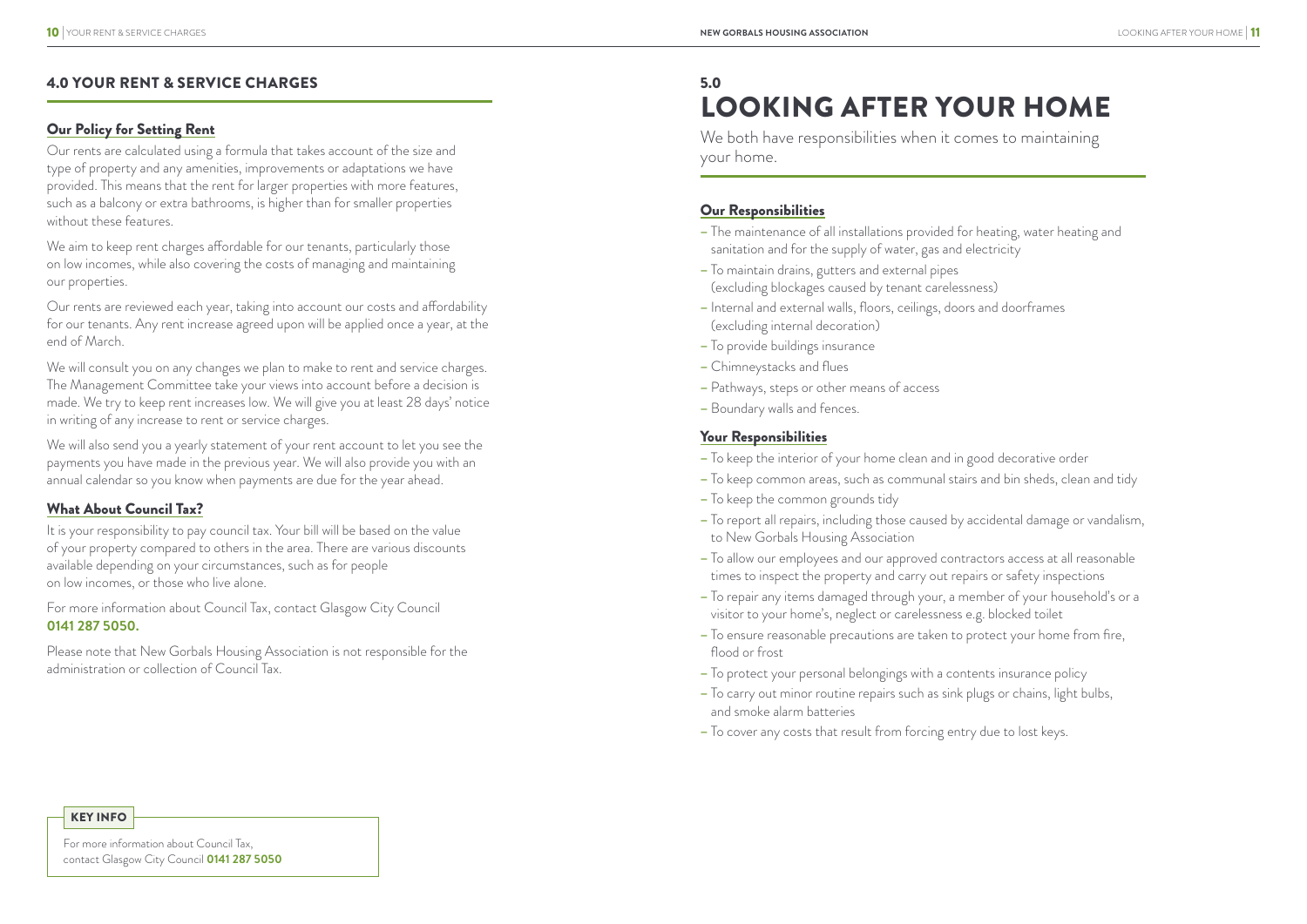## 4.0 YOUR RENT & SERVICE CHARGES

### Our Policy for Setting Rent

Our rents are calculated using a formula that takes account of the size and type of property and any amenities, improvements or adaptations we have provided. This means that the rent for larger properties with more features, such as a balcony or extra bathrooms, is higher than for smaller properties without these features.

We aim to keep rent charges affordable for our tenants, particularly those on low incomes, while also covering the costs of managing and maintaining our properties.

Our rents are reviewed each year, taking into account our costs and affordability for our tenants. Any rent increase agreed upon will be applied once a year, at the end of March.

We will consult you on any changes we plan to make to rent and service charges. The Management Committee take your views into account before a decision is made. We try to keep rent increases low. We will give you at least 28 days' notice in writing of any increase to rent or service charges.

We will also send you a yearly statement of your rent account to let you see the payments you have made in the previous year. We will also provide you with an annual calendar so you know when payments are due for the year ahead.

### What About Council Tax?

It is your responsibility to pay council tax. Your bill will be based on the value of your property compared to others in the area. There are various discounts available depending on your circumstances, such as for people on low incomes, or those who live alone.

For more information about Council Tax, contact Glasgow City Council **0141 287 5050.**

Please note that New Gorbals Housing Association is not responsible for the administration or collection of Council Tax.

**KEY INFO**

For more information about Council Tax, contact Glasgow City Council **0141 287 5050**

## 5.0 LOOKING AFTER YOUR HOME

We both have responsibilities when it comes to maintaining your home.

### Our Responsibilities

- The maintenance of all installations provided for heating, water heating and sanitation and for the supply of water, gas and electricity
- To maintain drains, gutters and external pipes (excluding blockages caused by tenant carelessness)
- Internal and external walls, floors, ceilings, doors and doorframes (excluding internal decoration)
- To provide buildings insurance
- Chimneystacks and flues
- Pathways, steps or other means of access
- Boundary walls and fences.

### Your Responsibilities

- To keep the interior of your home clean and in good decorative order
- To keep common areas, such as communal stairs and bin sheds, clean and tidy
- To keep the common grounds tidy
- To report all repairs, including those caused by accidental damage or vandalism, to New Gorbals Housing Association
- To allow our employees and our approved contractors access at all reasonable times to inspect the property and carry out repairs or safety inspections
- To repair any items damaged through your, a member of your household's or a visitor to your home's, neglect or carelessness e.g. blocked toilet
- To ensure reasonable precautions are taken to protect your home from fire, flood or frost
- To protect your personal belongings with a contents insurance policy
- To carry out minor routine repairs such as sink plugs or chains, light bulbs, and smoke alarm batteries
- To cover any costs that result from forcing entry due to lost keys.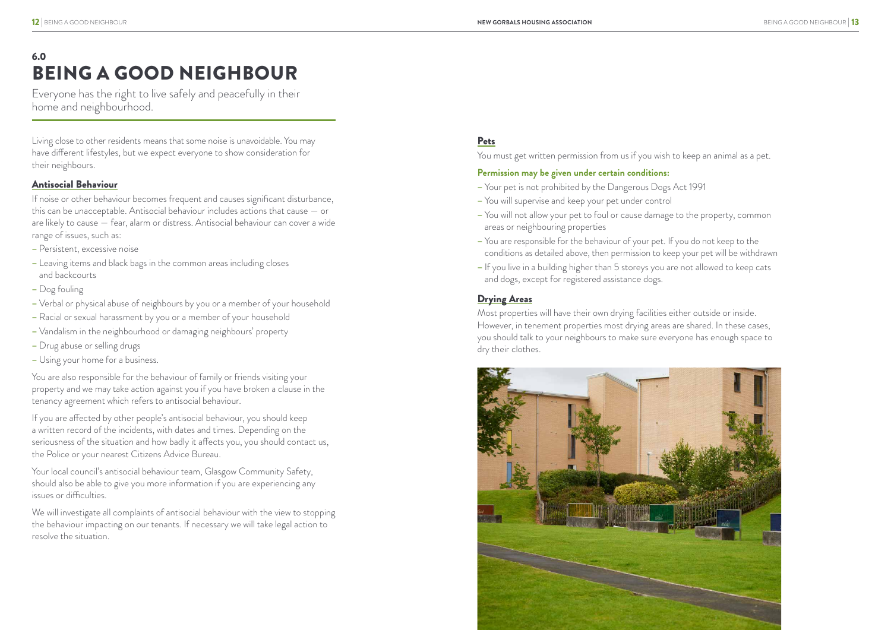# 6.0 BEING A GOOD NEIGHBOUR

Everyone has the right to live safely and peacefully in their home and neighbourhood.

Living close to other residents means that some noise is unavoidable. You may have different lifestyles, but we expect everyone to show consideration for their neighbours.

## Antisocial Behaviour

If noise or other behaviour becomes frequent and causes significant disturbance, this can be unacceptable. Antisocial behaviour includes actions that cause — or are likely to cause — fear, alarm or distress. Antisocial behaviour can cover a wide range of issues, such as:

- Persistent, excessive noise
- Leaving items and black bags in the common areas including closes and backcourts
- Dog fouling
- Verbal or physical abuse of neighbours by you or a member of your household
- Racial or sexual harassment by you or a member of your household
- Vandalism in the neighbourhood or damaging neighbours' property
- Drug abuse or selling drugs
- Using your home for a business.

You are also responsible for the behaviour of family or friends visiting your property and we may take action against you if you have broken a clause in the tenancy agreement which refers to antisocial behaviour.

If you are affected by other people's antisocial behaviour, you should keep a written record of the incidents, with dates and times. Depending on the seriousness of the situation and how badly it affects you, you should contact us, the Police or your nearest Citizens Advice Bureau.

Your local council's antisocial behaviour team, Glasgow Community Safety, should also be able to give you more information if you are experiencing any issues or difficulties.

We will investigate all complaints of antisocial behaviour with the view to stopping the behaviour impacting on our tenants. If necessary we will take legal action to resolve the situation.

## Pets

You must get written permission from us if you wish to keep an animal as a pet.

**Permission may be given under certain conditions:**

- Your pet is not prohibited by the Dangerous Dogs Act 1991
- You will supervise and keep your pet under control
- You will not allow your pet to foul or cause damage to the property, common areas or neighbouring properties
- You are responsible for the behaviour of your pet. If you do not keep to the conditions as detailed above, then permission to keep your pet will be withdrawn
- If you live in a building higher than 5 storeys you are not allowed to keep cats and dogs, except for registered assistance dogs.

## Drying Areas

Most properties will have their own drying facilities either outside or inside. However, in tenement properties most drying areas are shared. In these cases, you should talk to your neighbours to make sure everyone has enough space to dry their clothes.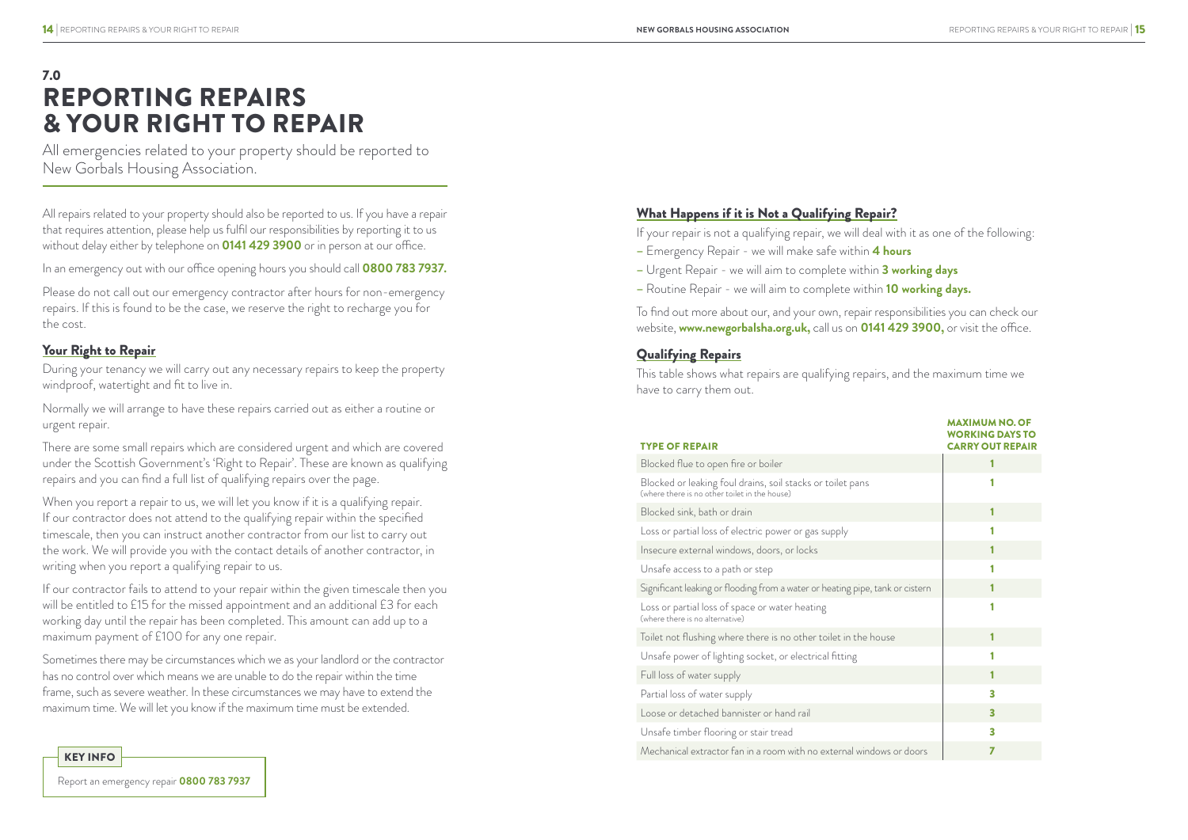# 7.0 REPORTING REPAIRS & YOUR RIGHT TO REPAIR

All emergencies related to your property should be reported to New Gorbals Housing Association.

All repairs related to your property should also be reported to us. If you have a repair that requires attention, please help us fulfil our responsibilities by reporting it to us without delay either by telephone on **0141 429 3900** or in person at our office.

In an emergency out with our office opening hours you should call **0800 783 7937.**

Please do not call out our emergency contractor after hours for non-emergency repairs. If this is found to be the case, we reserve the right to recharge you for the cost.

## Your Right to Repair

During your tenancy we will carry out any necessary repairs to keep the property windproof, watertight and fit to live in.

Normally we will arrange to have these repairs carried out as either a routine or urgent repair.

There are some small repairs which are considered urgent and which are covered under the Scottish Government's 'Right to Repair'. These are known as qualifying repairs and you can find a full list of qualifying repairs over the page.

When you report a repair to us, we will let you know if it is a qualifying repair. If our contractor does not attend to the qualifying repair within the specified timescale, then you can instruct another contractor from our list to carry out the work. We will provide you with the contact details of another contractor, in writing when you report a qualifying repair to us.

If our contractor fails to attend to your repair within the given timescale then you will be entitled to £15 for the missed appointment and an additional £3 for each working day until the repair has been completed. This amount can add up to a maximum payment of £100 for any one repair.

Sometimes there may be circumstances which we as your landlord or the contractor has no control over which means we are unable to do the repair within the time frame, such as severe weather. In these circumstances we may have to extend the maximum time. We will let you know if the maximum time must be extended.

**KEY INFO**

Report an emergency repair **0800 783 7937**

## What Happens if it is Not a Qualifying Repair?

If your repair is not a qualifying repair, we will deal with it as one of the following:

- Emergency Repair - we will make safe within **4 hours**
- Urgent Repair - we will aim to complete within **3 working days**
- Routine Repair - we will aim to complete within **10 working days.**

To find out more about our, and your own, repair responsibilities you can check our website, **www.newgorbalsha.org.uk,** call us on **0141 429 3900,** or visit the office.

## Qualifying Repairs

This table shows what repairs are qualifying repairs, and the maximum time we have to carry them out.

| TYPE OF REPAIR | MAXIMUM NO. OF WORKING DAYS TO CARRY OUT REPAIR |
|---|---|
| Blocked flue to open fire or boiler | 1 |
| Blocked or leaking foul drains, soil stacks or toilet pans (where there is no other toilet in the house) | 1 |
| Blocked sink, bath or drain | 1 |
| Loss or partial loss of electric power or gas supply | 1 |
| Insecure external windows, doors, or locks | 1 |
| Unsafe access to a path or step | 1 |
| Significant leaking or flooding from a water or heating pipe, tank or cistern | 1 |
| Loss or partial loss of space or water heating (where there is no alternative) | 1 |
| Toilet not flushing where there is no other toilet in the house | 1 |
| Unsafe power of lighting socket, or electrical fitting | 1 |
| Full loss of water supply | 1 |
| Partial loss of water supply | 3 |
| Loose or detached bannister or hand rail | 3 |
| Unsafe timber flooring or stair tread | 3 |
| Mechanical extractor fan in a room with no external windows or doors | 7 |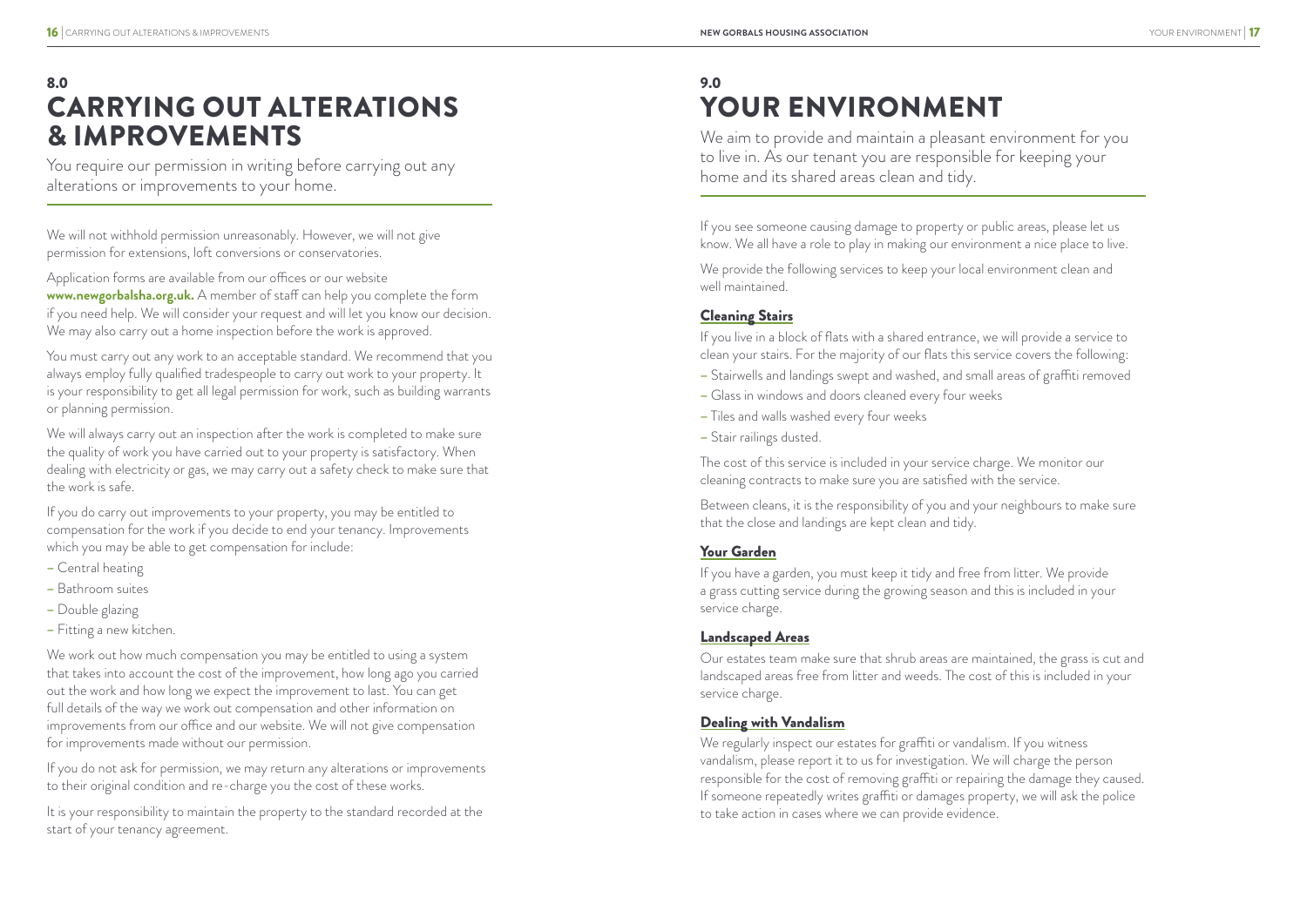# 8.0 CARRYING OUT ALTERATIONS & IMPROVEMENTS

You require our permission in writing before carrying out any alterations or improvements to your home.

We will not withhold permission unreasonably. However, we will not give permission for extensions, loft conversions or conservatories.

Application forms are available from our offices or our website **www.newgorbalsha.org.uk.** A member of staff can help you complete the form if you need help. We will consider your request and will let you know our decision. We may also carry out a home inspection before the work is approved.

You must carry out any work to an acceptable standard. We recommend that you always employ fully qualified tradespeople to carry out work to your property. It is your responsibility to get all legal permission for work, such as building warrants or planning permission.

We will always carry out an inspection after the work is completed to make sure the quality of work you have carried out to your property is satisfactory. When dealing with electricity or gas, we may carry out a safety check to make sure that the work is safe.

If you do carry out improvements to your property, you may be entitled to compensation for the work if you decide to end your tenancy. Improvements which you may be able to get compensation for include:

- Central heating
- Bathroom suites
- Double glazing
- Fitting a new kitchen.

We work out how much compensation you may be entitled to using a system that takes into account the cost of the improvement, how long ago you carried out the work and how long we expect the improvement to last. You can get full details of the way we work out compensation and other information on improvements from our office and our website. We will not give compensation for improvements made without our permission.

If you do not ask for permission, we may return any alterations or improvements to their original condition and re-charge you the cost of these works.

It is your responsibility to maintain the property to the standard recorded at the start of your tenancy agreement.

# 9.0 YOUR ENVIRONMENT

We aim to provide and maintain a pleasant environment for you to live in. As our tenant you are responsible for keeping your home and its shared areas clean and tidy.

If you see someone causing damage to property or public areas, please let us know. We all have a role to play in making our environment a nice place to live.

We provide the following services to keep your local environment clean and well maintained.

## Cleaning Stairs

If you live in a block of flats with a shared entrance, we will provide a service to clean your stairs. For the majority of our flats this service covers the following:

- Stairwells and landings swept and washed, and small areas of graffiti removed
- Glass in windows and doors cleaned every four weeks
- Tiles and walls washed every four weeks
- Stair railings dusted.

The cost of this service is included in your service charge. We monitor our cleaning contracts to make sure you are satisfied with the service.

Between cleans, it is the responsibility of you and your neighbours to make sure that the close and landings are kept clean and tidy.

## Your Garden

If you have a garden, you must keep it tidy and free from litter. We provide a grass cutting service during the growing season and this is included in your service charge.

## Landscaped Areas

Our estates team make sure that shrub areas are maintained, the grass is cut and landscaped areas free from litter and weeds. The cost of this is included in your service charge.

## Dealing with Vandalism

We regularly inspect our estates for graffiti or vandalism. If you witness vandalism, please report it to us for investigation. We will charge the person responsible for the cost of removing graffiti or repairing the damage they caused. If someone repeatedly writes graffiti or damages property, we will ask the police to take action in cases where we can provide evidence.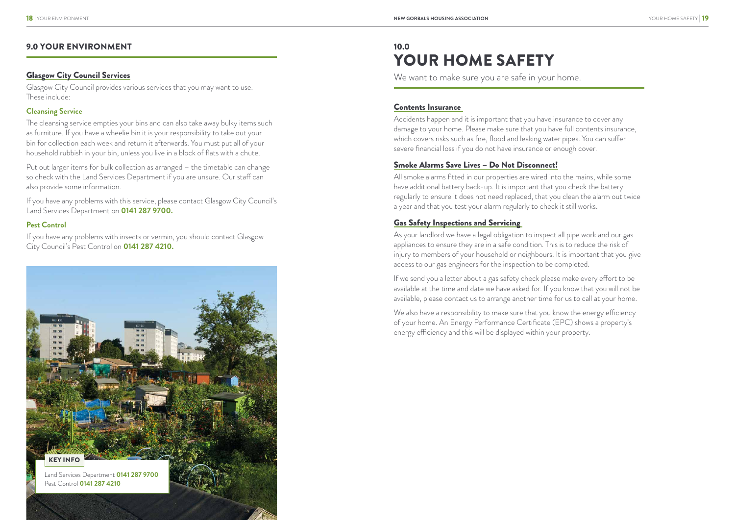## 9.0 YOUR ENVIRONMENT

### Glasgow City Council Services

Glasgow City Council provides various services that you may want to use. These include:

#### Cleansing Service

The cleansing service empties your bins and can also take away bulky items such as furniture. If you have a wheelie bin it is your responsibility to take out your bin for collection each week and return it afterwards. You must put all of your household rubbish in your bin, unless you live in a block of flats with a chute.

Put out larger items for bulk collection as arranged – the timetable can change so check with the Land Services Department if you are unsure. Our staff can also provide some information.

If you have any problems with this service, please contact Glasgow City Council's Land Services Department on **0141 287 9700.**

#### Pest Control

If you have any problems with insects or vermin, you should contact Glasgow City Council's Pest Control on **0141 287 4210.**

**KEY INFO**

Land Services Department **0141 287 9700**
Pest Control **0141 287 4210**

## 10.0 YOUR HOME SAFETY

We want to make sure you are safe in your home.

### Contents Insurance

Accidents happen and it is important that you have insurance to cover any damage to your home. Please make sure that you have full contents insurance, which covers risks such as fire, flood and leaking water pipes. You can suffer severe financial loss if you do not have insurance or enough cover.

### Smoke Alarms Save Lives – Do Not Disconnect!

All smoke alarms fitted in our properties are wired into the mains, while some have additional battery back-up. It is important that you check the battery regularly to ensure it does not need replaced, that you clean the alarm out twice a year and that you test your alarm regularly to check it still works.

### Gas Safety Inspections and Servicing

As your landlord we have a legal obligation to inspect all pipe work and our gas appliances to ensure they are in a safe condition. This is to reduce the risk of injury to members of your household or neighbours. It is important that you give access to our gas engineers for the inspection to be completed.

If we send you a letter about a gas safety check please make every effort to be available at the time and date we have asked for. If you know that you will not be available, please contact us to arrange another time for us to call at your home.

We also have a responsibility to make sure that you know the energy efficiency of your home. An Energy Performance Certificate (EPC) shows a property's energy efficiency and this will be displayed within your property.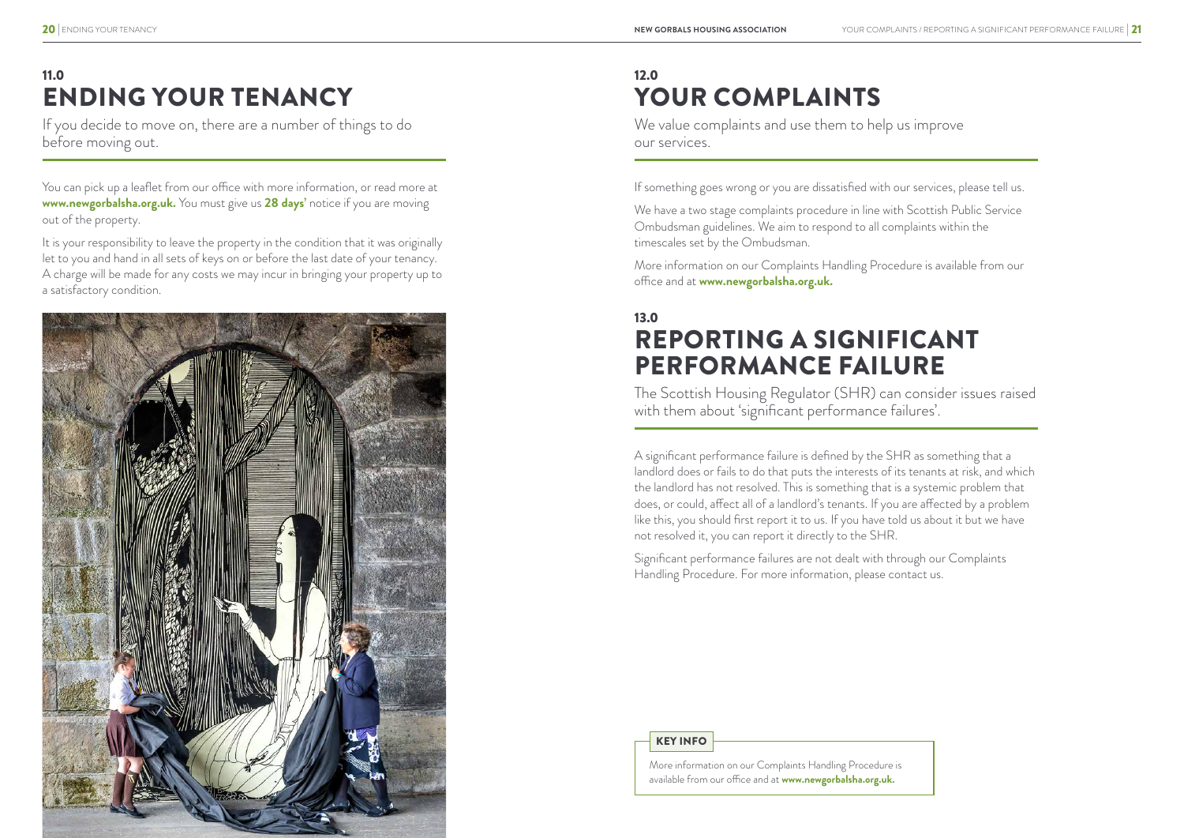## 11.0
# ENDING YOUR TENANCY

If you decide to move on, there are a number of things to do before moving out.

You can pick up a leaflet from our office with more information, or read more at **www.newgorbalsha.org.uk.** You must give us **28 days'** notice if you are moving out of the property.

It is your responsibility to leave the property in the condition that it was originally let to you and hand in all sets of keys on or before the last date of your tenancy. A charge will be made for any costs we may incur in bringing your property up to a satisfactory condition.

## 12.0
# YOUR COMPLAINTS

We value complaints and use them to help us improve our services.

If something goes wrong or you are dissatisfied with our services, please tell us.

We have a two stage complaints procedure in line with Scottish Public Service Ombudsman guidelines. We aim to respond to all complaints within the timescales set by the Ombudsman.

More information on our Complaints Handling Procedure is available from our office and at **www.newgorbalsha.org.uk.**

## 13.0
# REPORTING A SIGNIFICANT PERFORMANCE FAILURE

The Scottish Housing Regulator (SHR) can consider issues raised with them about 'significant performance failures'.

A significant performance failure is defined by the SHR as something that a landlord does or fails to do that puts the interests of its tenants at risk, and which the landlord has not resolved. This is something that is a systemic problem that does, or could, affect all of a landlord's tenants. If you are affected by a problem like this, you should first report it to us. If you have told us about it but we have not resolved it, you can report it directly to the SHR.

Significant performance failures are not dealt with through our Complaints Handling Procedure. For more information, please contact us.

**KEY INFO**

More information on our Complaints Handling Procedure is available from our office and at **www.newgorbalsha.org.uk.**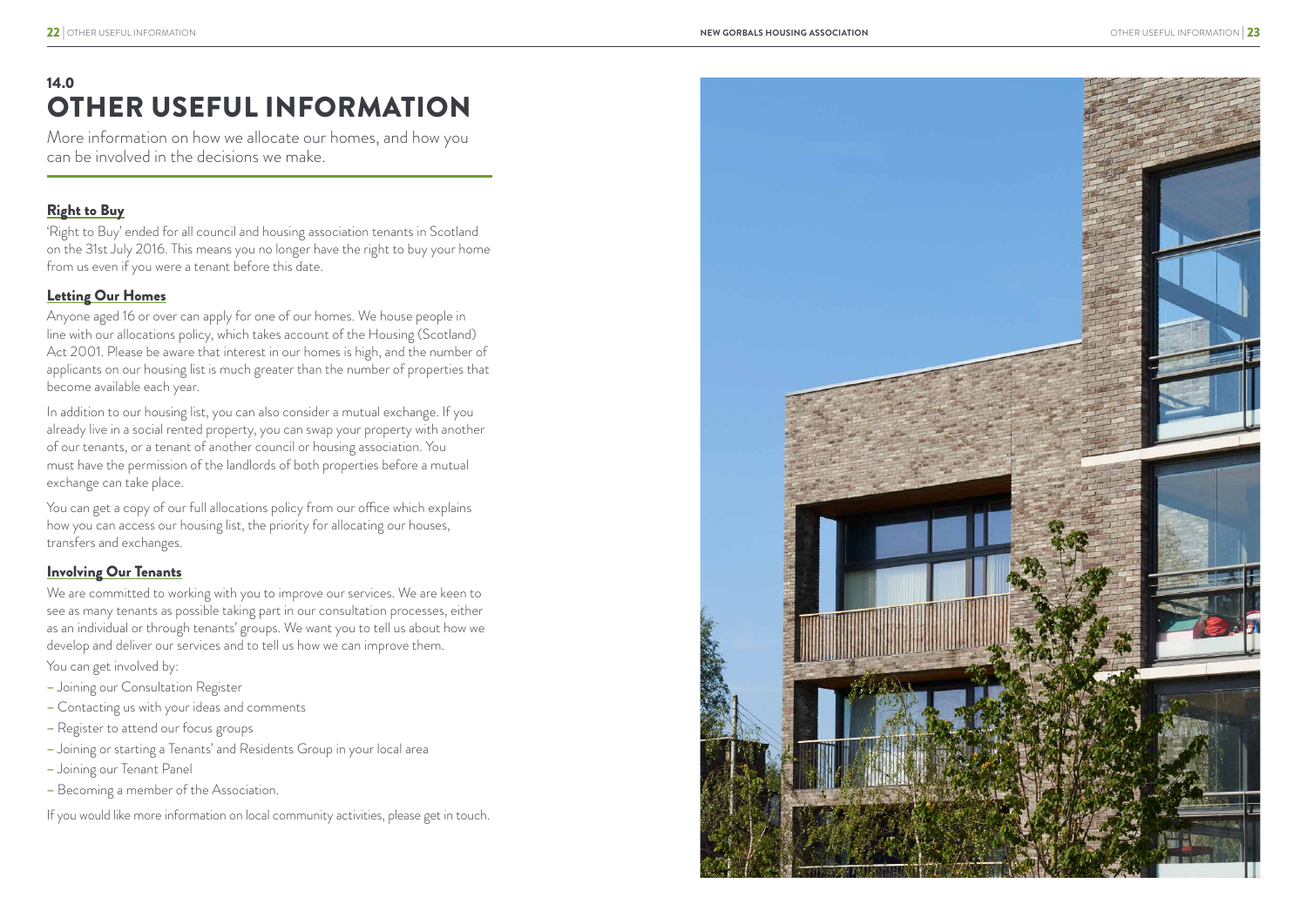# 14.0 OTHER USEFUL INFORMATION

More information on how we allocate our homes, and how you can be involved in the decisions we make.

## Right to Buy

'Right to Buy' ended for all council and housing association tenants in Scotland on the 31st July 2016. This means you no longer have the right to buy your home from us even if you were a tenant before this date.

## Letting Our Homes

Anyone aged 16 or over can apply for one of our homes. We house people in line with our allocations policy, which takes account of the Housing (Scotland) Act 2001. Please be aware that interest in our homes is high, and the number of applicants on our housing list is much greater than the number of properties that become available each year.

In addition to our housing list, you can also consider a mutual exchange. If you already live in a social rented property, you can swap your property with another of our tenants, or a tenant of another council or housing association. You must have the permission of the landlords of both properties before a mutual exchange can take place.

You can get a copy of our full allocations policy from our office which explains how you can access our housing list, the priority for allocating our houses, transfers and exchanges.

## Involving Our Tenants

We are committed to working with you to improve our services. We are keen to see as many tenants as possible taking part in our consultation processes, either as an individual or through tenants' groups. We want you to tell us about how we develop and deliver our services and to tell us how we can improve them.

You can get involved by:

- Joining our Consultation Register
- Contacting us with your ideas and comments
- Register to attend our focus groups
- Joining or starting a Tenants' and Residents Group in your local area
- Joining our Tenant Panel
- Becoming a member of the Association.

If you would like more information on local community activities, please get in touch.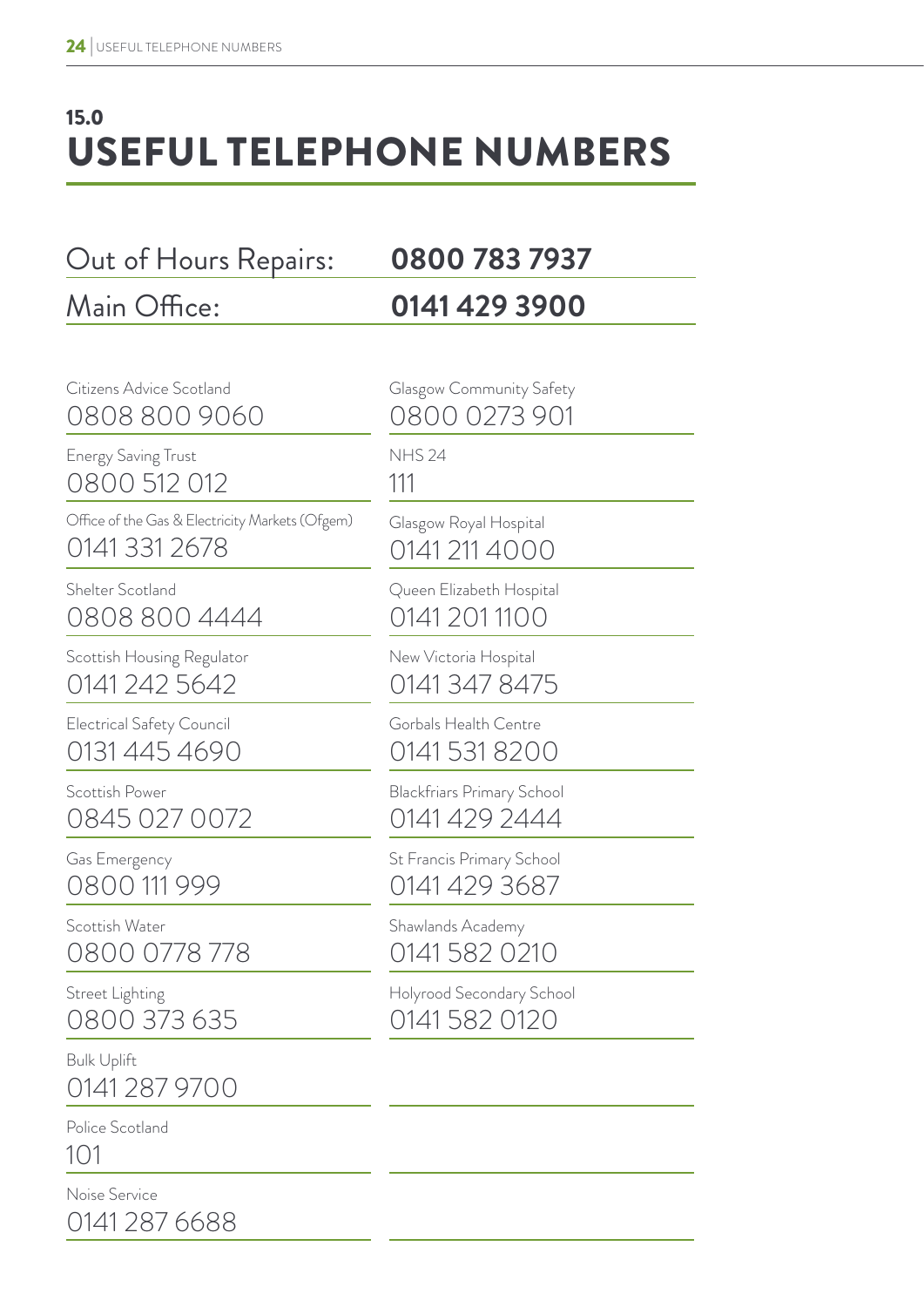# 15.0 USEFUL TELEPHONE NUMBERS

**Out of Hours Repairs:** **0800 783 7937**

**Main Office:** **0141 429 3900**

Citizens Advice Scotland
0808 800 9060

Energy Saving Trust
0800 512 012

Office of the Gas & Electricity Markets (Ofgem)
0141 331 2678

Shelter Scotland
0808 800 4444

Scottish Housing Regulator
0141 242 5642

Electrical Safety Council
0131 445 4690

Scottish Power
0845 027 0072

Gas Emergency
0800 111 999

Scottish Water
0800 0778 778

Street Lighting
0800 373 635

Bulk Uplift
0141 287 9700

Police Scotland
101

Noise Service
0141 287 6688

Glasgow Community Safety
0800 0273 901

NHS 24
111

Glasgow Royal Hospital
0141 211 4000

Queen Elizabeth Hospital
0141 201 1100

New Victoria Hospital
0141 347 8475

Gorbals Health Centre
0141 531 8200

Blackfriars Primary School
0141 429 2444

St Francis Primary School
0141 429 3687

Shawlands Academy
0141 582 0210

Holyrood Secondary School
0141 582 0120